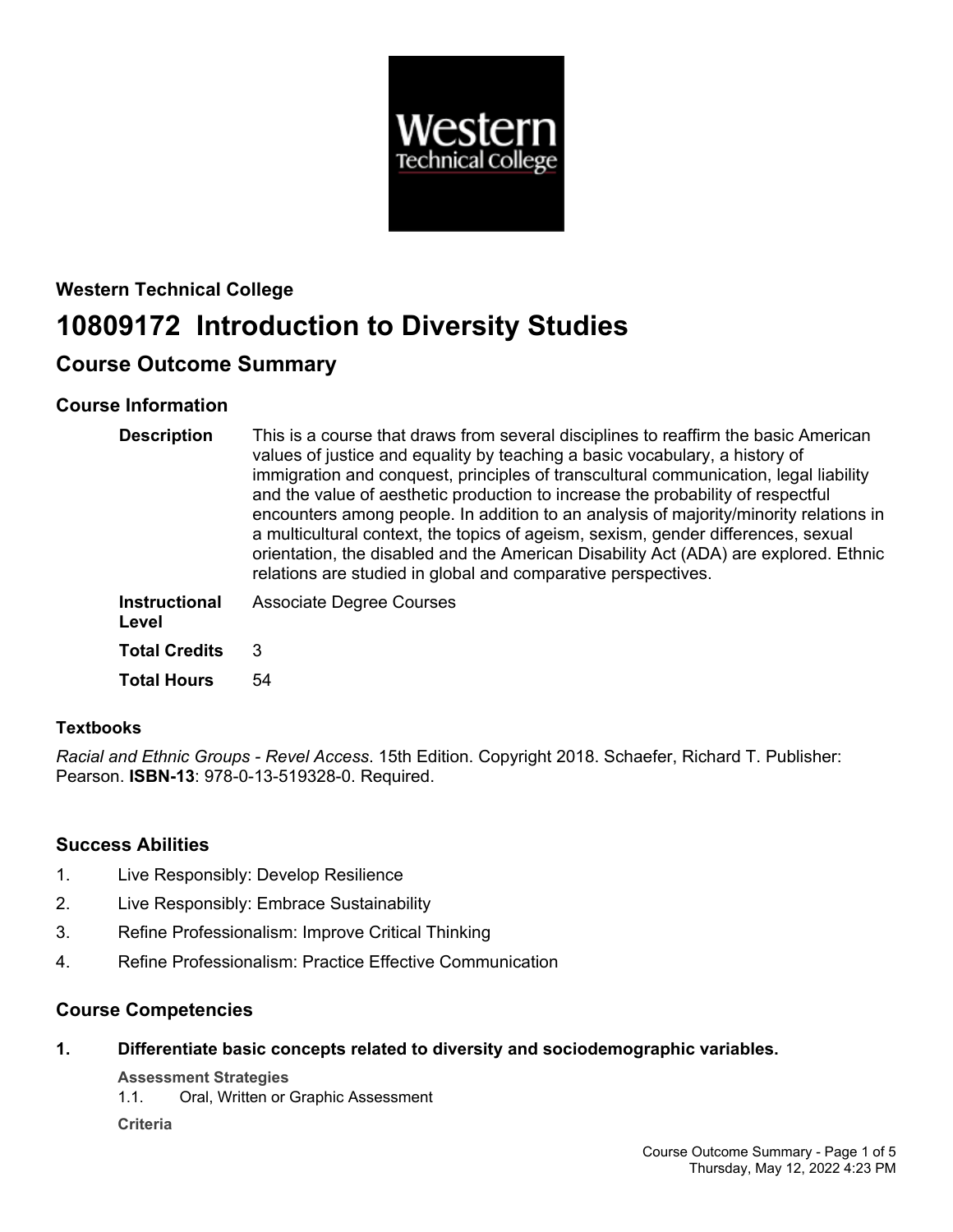**Western Technical College**

# 10809172 Introduction to Diversity Studies

## Course Outcome Summary

### Course Information

| | |
|---|---|
| **Description** | This is a course that draws from several disciplines to reaffirm the basic American values of justice and equality by teaching a basic vocabulary, a history of immigration and conquest, principles of transcultural communication, legal liability and the value of aesthetic production to increase the probability of respectful encounters among people. In addition to an analysis of majority/minority relations in a multicultural context, the topics of ageism, sexism, gender differences, sexual orientation, the disabled and the American Disability Act (ADA) are explored. Ethnic relations are studied in global and comparative perspectives. |
| **Instructional Level** | Associate Degree Courses |
| **Total Credits** | 3 |
| **Total Hours** | 54 |

### Textbooks

*Racial and Ethnic Groups - Revel Access*. 15th Edition. Copyright 2018. Schaefer, Richard T. Publisher: Pearson. **ISBN-13**: 978-0-13-519328-0. Required.

### Success Abilities

1. Live Responsibly: Develop Resilience
2. Live Responsibly: Embrace Sustainability
3. Refine Professionalism: Improve Critical Thinking
4. Refine Professionalism: Practice Effective Communication

### Course Competencies

**1. Differentiate basic concepts related to diversity and sociodemographic variables.**

**Assessment Strategies**

1.1. Oral, Written or Graphic Assessment

**Criteria**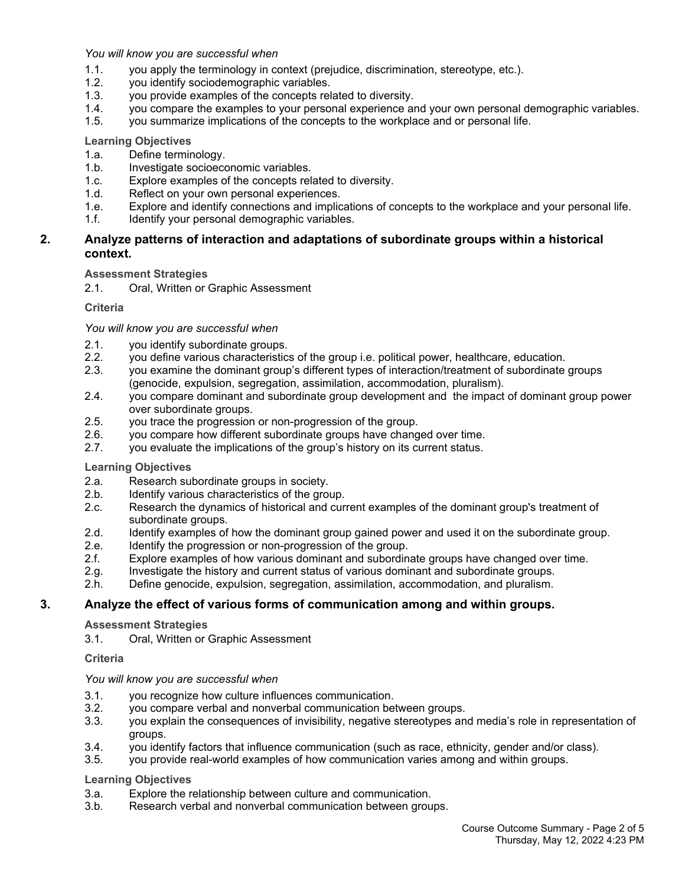*You will know you are successful when*

1.1. you apply the terminology in context (prejudice, discrimination, stereotype, etc.).
1.2. you identify sociodemographic variables.
1.3. you provide examples of the concepts related to diversity.
1.4. you compare the examples to your personal experience and your own personal demographic variables.
1.5. you summarize implications of the concepts to the workplace and or personal life.

**Learning Objectives**

1.a. Define terminology.
1.b. Investigate socioeconomic variables.
1.c. Explore examples of the concepts related to diversity.
1.d. Reflect on your own personal experiences.
1.e. Explore and identify connections and implications of concepts to the workplace and your personal life.
1.f. Identify your personal demographic variables.

## 2. Analyze patterns of interaction and adaptations of subordinate groups within a historical context.

**Assessment Strategies**

2.1. Oral, Written or Graphic Assessment

**Criteria**

*You will know you are successful when*

2.1. you identify subordinate groups.
2.2. you define various characteristics of the group i.e. political power, healthcare, education.
2.3. you examine the dominant group's different types of interaction/treatment of subordinate groups (genocide, expulsion, segregation, assimilation, accommodation, pluralism).
2.4. you compare dominant and subordinate group development and the impact of dominant group power over subordinate groups.
2.5. you trace the progression or non-progression of the group.
2.6. you compare how different subordinate groups have changed over time.
2.7. you evaluate the implications of the group's history on its current status.

**Learning Objectives**

2.a. Research subordinate groups in society.
2.b. Identify various characteristics of the group.
2.c. Research the dynamics of historical and current examples of the dominant group's treatment of subordinate groups.
2.d. Identify examples of how the dominant group gained power and used it on the subordinate group.
2.e. Identify the progression or non-progression of the group.
2.f. Explore examples of how various dominant and subordinate groups have changed over time.
2.g. Investigate the history and current status of various dominant and subordinate groups.
2.h. Define genocide, expulsion, segregation, assimilation, accommodation, and pluralism.

## 3. Analyze the effect of various forms of communication among and within groups.

**Assessment Strategies**

3.1. Oral, Written or Graphic Assessment

**Criteria**

*You will know you are successful when*

3.1. you recognize how culture influences communication.
3.2. you compare verbal and nonverbal communication between groups.
3.3. you explain the consequences of invisibility, negative stereotypes and media's role in representation of groups.
3.4. you identify factors that influence communication (such as race, ethnicity, gender and/or class).
3.5. you provide real-world examples of how communication varies among and within groups.

**Learning Objectives**

3.a. Explore the relationship between culture and communication.
3.b. Research verbal and nonverbal communication between groups.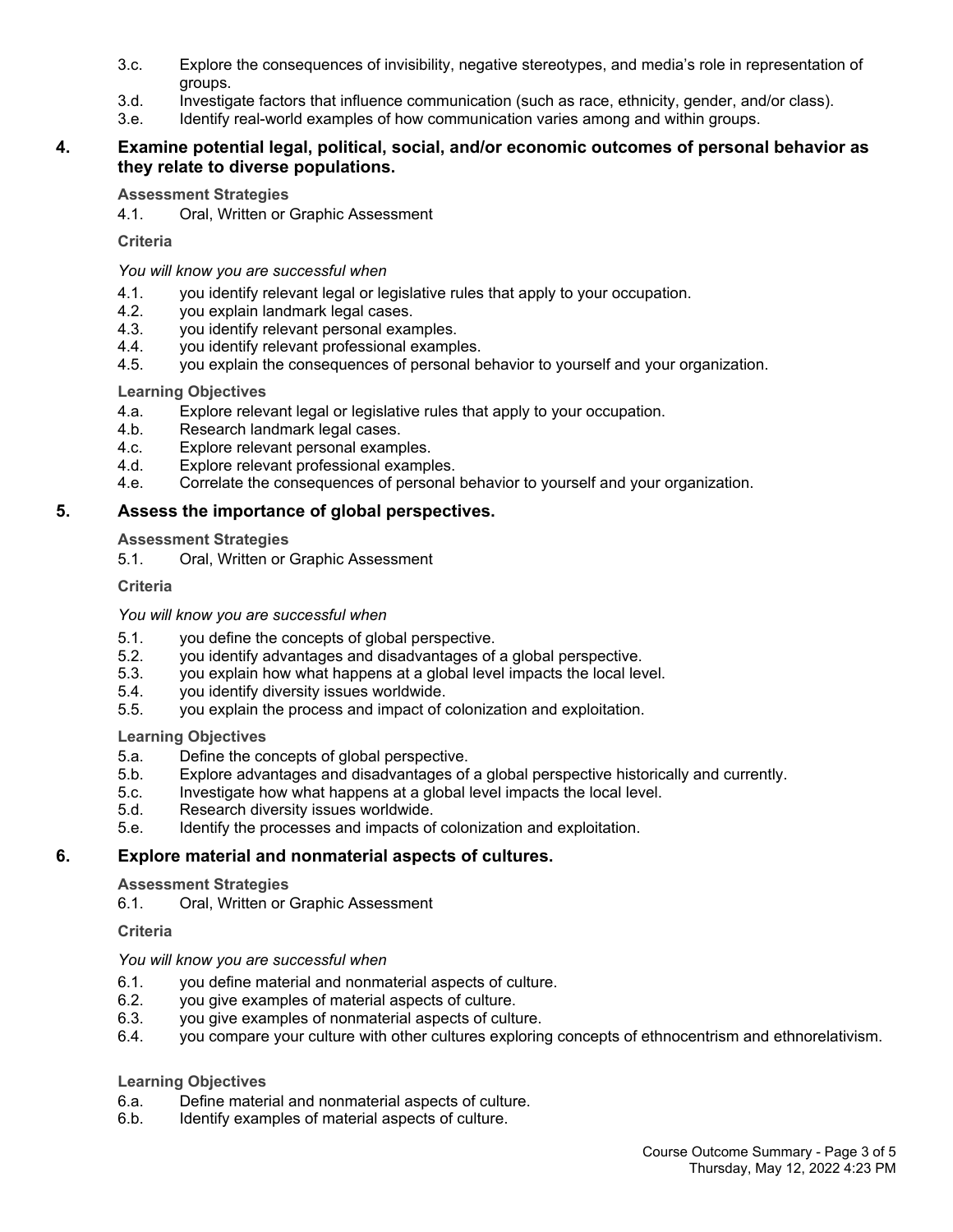3.c. Explore the consequences of invisibility, negative stereotypes, and media's role in representation of groups.
3.d. Investigate factors that influence communication (such as race, ethnicity, gender, and/or class).
3.e. Identify real-world examples of how communication varies among and within groups.

## 4. Examine potential legal, political, social, and/or economic outcomes of personal behavior as they relate to diverse populations.

**Assessment Strategies**

4.1. Oral, Written or Graphic Assessment

**Criteria**

*You will know you are successful when*

4.1. you identify relevant legal or legislative rules that apply to your occupation.
4.2. you explain landmark legal cases.
4.3. you identify relevant personal examples.
4.4. you identify relevant professional examples.
4.5. you explain the consequences of personal behavior to yourself and your organization.

**Learning Objectives**

4.a. Explore relevant legal or legislative rules that apply to your occupation.
4.b. Research landmark legal cases.
4.c. Explore relevant personal examples.
4.d. Explore relevant professional examples.
4.e. Correlate the consequences of personal behavior to yourself and your organization.

## 5. Assess the importance of global perspectives.

**Assessment Strategies**

5.1. Oral, Written or Graphic Assessment

**Criteria**

*You will know you are successful when*

5.1. you define the concepts of global perspective.
5.2. you identify advantages and disadvantages of a global perspective.
5.3. you explain how what happens at a global level impacts the local level.
5.4. you identify diversity issues worldwide.
5.5. you explain the process and impact of colonization and exploitation.

**Learning Objectives**

5.a. Define the concepts of global perspective.
5.b. Explore advantages and disadvantages of a global perspective historically and currently.
5.c. Investigate how what happens at a global level impacts the local level.
5.d. Research diversity issues worldwide.
5.e. Identify the processes and impacts of colonization and exploitation.

## 6. Explore material and nonmaterial aspects of cultures.

**Assessment Strategies**

6.1. Oral, Written or Graphic Assessment

**Criteria**

*You will know you are successful when*

6.1. you define material and nonmaterial aspects of culture.
6.2. you give examples of material aspects of culture.
6.3. you give examples of nonmaterial aspects of culture.
6.4. you compare your culture with other cultures exploring concepts of ethnocentrism and ethnorelativism.

**Learning Objectives**

6.a. Define material and nonmaterial aspects of culture.
6.b. Identify examples of material aspects of culture.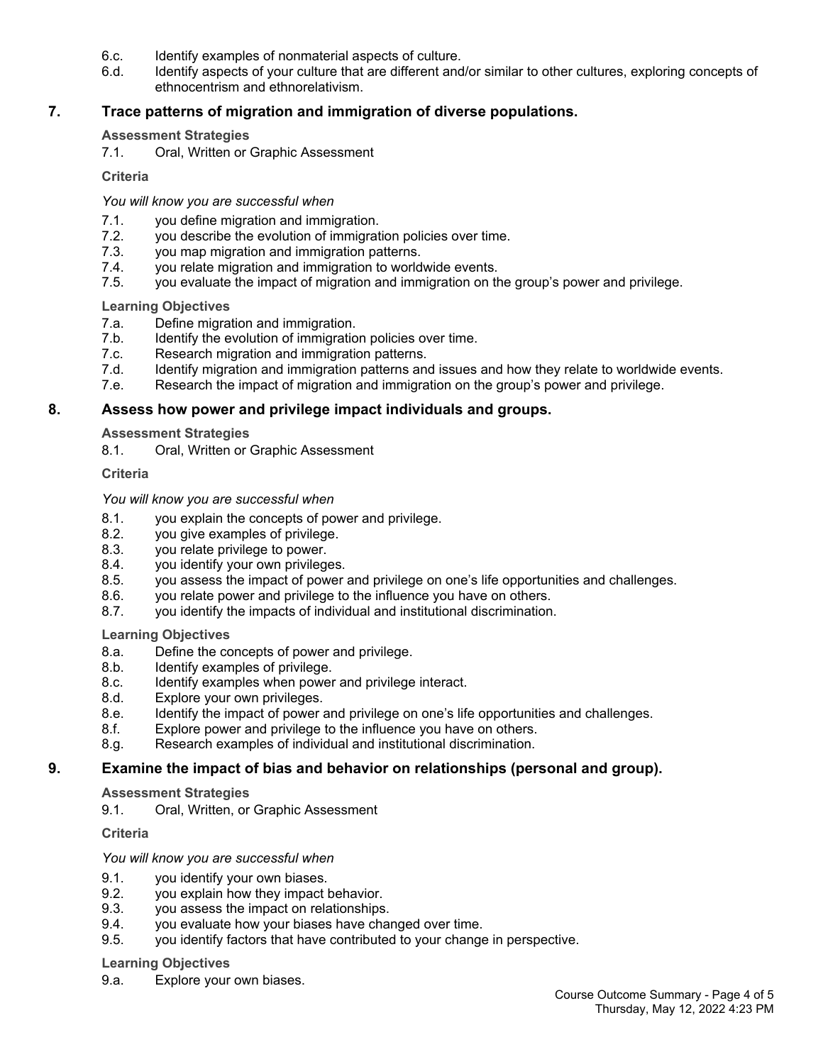6.c. Identify examples of nonmaterial aspects of culture.
6.d. Identify aspects of your culture that are different and/or similar to other cultures, exploring concepts of ethnocentrism and ethnorelativism.

## 7. Trace patterns of migration and immigration of diverse populations.

**Assessment Strategies**

7.1. Oral, Written or Graphic Assessment

**Criteria**

*You will know you are successful when*

7.1. you define migration and immigration.
7.2. you describe the evolution of immigration policies over time.
7.3. you map migration and immigration patterns.
7.4. you relate migration and immigration to worldwide events.
7.5. you evaluate the impact of migration and immigration on the group's power and privilege.

**Learning Objectives**

7.a. Define migration and immigration.
7.b. Identify the evolution of immigration policies over time.
7.c. Research migration and immigration patterns.
7.d. Identify migration and immigration patterns and issues and how they relate to worldwide events.
7.e. Research the impact of migration and immigration on the group's power and privilege.

## 8. Assess how power and privilege impact individuals and groups.

**Assessment Strategies**

8.1. Oral, Written or Graphic Assessment

**Criteria**

*You will know you are successful when*

8.1. you explain the concepts of power and privilege.
8.2. you give examples of privilege.
8.3. you relate privilege to power.
8.4. you identify your own privileges.
8.5. you assess the impact of power and privilege on one's life opportunities and challenges.
8.6. you relate power and privilege to the influence you have on others.
8.7. you identify the impacts of individual and institutional discrimination.

**Learning Objectives**

8.a. Define the concepts of power and privilege.
8.b. Identify examples of privilege.
8.c. Identify examples when power and privilege interact.
8.d. Explore your own privileges.
8.e. Identify the impact of power and privilege on one's life opportunities and challenges.
8.f. Explore power and privilege to the influence you have on others.
8.g. Research examples of individual and institutional discrimination.

## 9. Examine the impact of bias and behavior on relationships (personal and group).

**Assessment Strategies**

9.1. Oral, Written, or Graphic Assessment

**Criteria**

*You will know you are successful when*

9.1. you identify your own biases.
9.2. you explain how they impact behavior.
9.3. you assess the impact on relationships.
9.4. you evaluate how your biases have changed over time.
9.5. you identify factors that have contributed to your change in perspective.

**Learning Objectives**

9.a. Explore your own biases.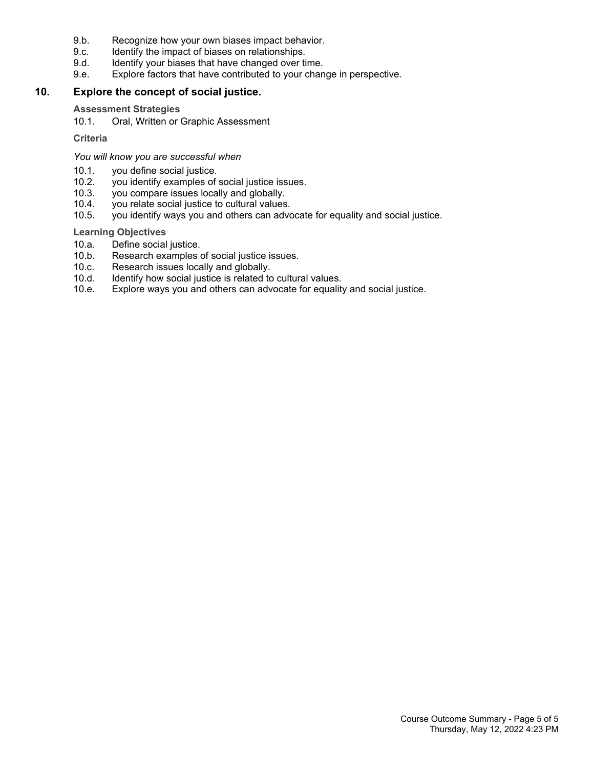9.b. Recognize how your own biases impact behavior.
9.c. Identify the impact of biases on relationships.
9.d. Identify your biases that have changed over time.
9.e. Explore factors that have contributed to your change in perspective.

## 10. Explore the concept of social justice.

**Assessment Strategies**

10.1. Oral, Written or Graphic Assessment

**Criteria**

*You will know you are successful when*

10.1. you define social justice.
10.2. you identify examples of social justice issues.
10.3. you compare issues locally and globally.
10.4. you relate social justice to cultural values.
10.5. you identify ways you and others can advocate for equality and social justice.

**Learning Objectives**

10.a. Define social justice.
10.b. Research examples of social justice issues.
10.c. Research issues locally and globally.
10.d. Identify how social justice is related to cultural values.
10.e. Explore ways you and others can advocate for equality and social justice.